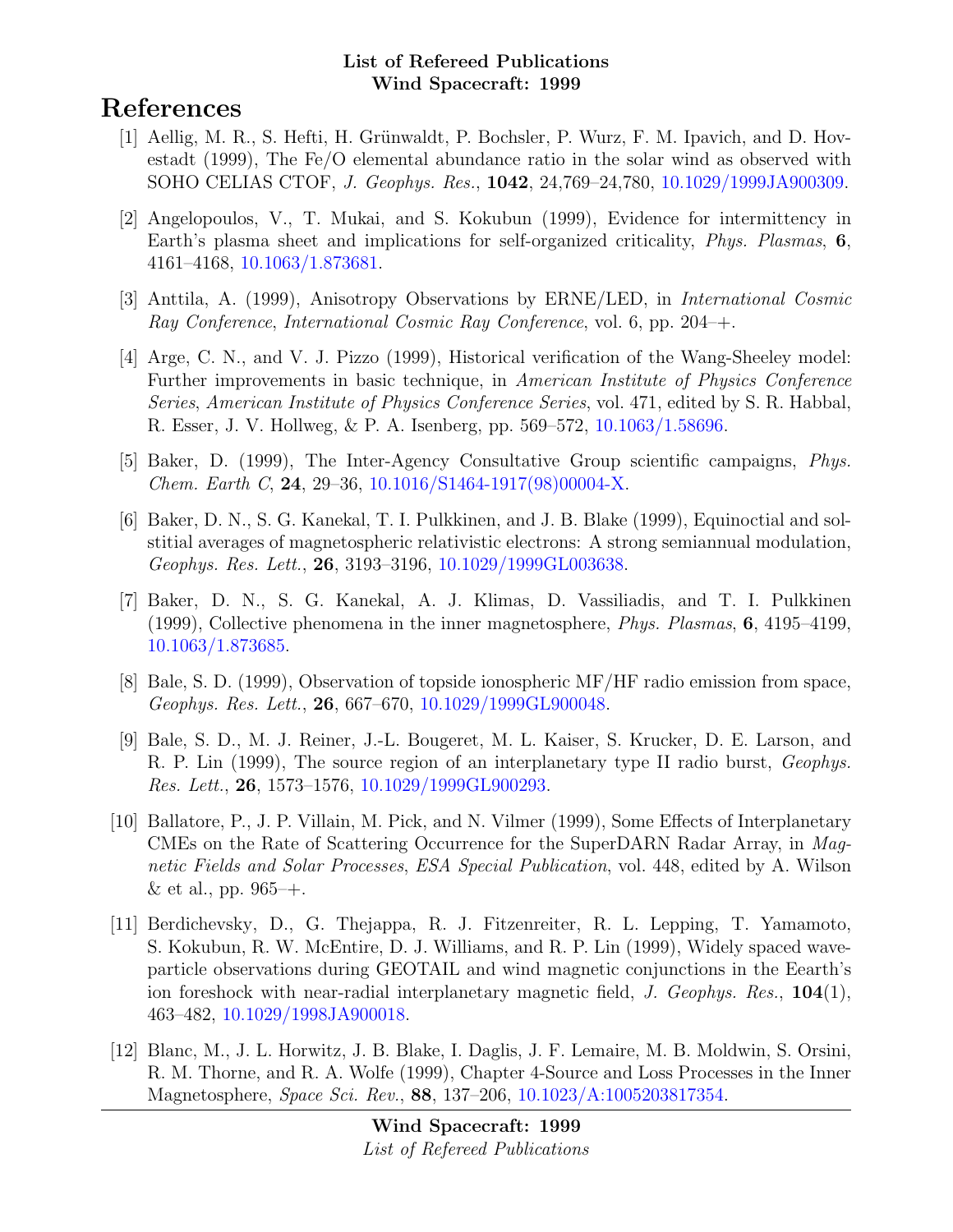**List of Refereed Publications**
**Wind Spacecraft: 1999**

# References

[1] Aellig, M. R., S. Hefti, H. Grünwaldt, P. Bochsler, P. Wurz, F. M. Ipavich, and D. Hovestadt (1999), The Fe/O elemental abundance ratio in the solar wind as observed with SOHO CELIAS CTOF, *J. Geophys. Res.*, **1042**, 24,769–24,780, 10.1029/1999JA900309.

[2] Angelopoulos, V., T. Mukai, and S. Kokubun (1999), Evidence for intermittency in Earth's plasma sheet and implications for self-organized criticality, *Phys. Plasmas*, **6**, 4161–4168, 10.1063/1.873681.

[3] Anttila, A. (1999), Anisotropy Observations by ERNE/LED, in *International Cosmic Ray Conference*, *International Cosmic Ray Conference*, vol. 6, pp. 204–+.

[4] Arge, C. N., and V. J. Pizzo (1999), Historical verification of the Wang-Sheeley model: Further improvements in basic technique, in *American Institute of Physics Conference Series*, *American Institute of Physics Conference Series*, vol. 471, edited by S. R. Habbal, R. Esser, J. V. Hollweg, & P. A. Isenberg, pp. 569–572, 10.1063/1.58696.

[5] Baker, D. (1999), The Inter-Agency Consultative Group scientific campaigns, *Phys. Chem. Earth C*, **24**, 29–36, 10.1016/S1464-1917(98)00004-X.

[6] Baker, D. N., S. G. Kanekal, T. I. Pulkkinen, and J. B. Blake (1999), Equinoctial and solstitial averages of magnetospheric relativistic electrons: A strong semiannual modulation, *Geophys. Res. Lett.*, **26**, 3193–3196, 10.1029/1999GL003638.

[7] Baker, D. N., S. G. Kanekal, A. J. Klimas, D. Vassiliadis, and T. I. Pulkkinen (1999), Collective phenomena in the inner magnetosphere, *Phys. Plasmas*, **6**, 4195–4199, 10.1063/1.873685.

[8] Bale, S. D. (1999), Observation of topside ionospheric MF/HF radio emission from space, *Geophys. Res. Lett.*, **26**, 667–670, 10.1029/1999GL900048.

[9] Bale, S. D., M. J. Reiner, J.-L. Bougeret, M. L. Kaiser, S. Krucker, D. E. Larson, and R. P. Lin (1999), The source region of an interplanetary type II radio burst, *Geophys. Res. Lett.*, **26**, 1573–1576, 10.1029/1999GL900293.

[10] Ballatore, P., J. P. Villain, M. Pick, and N. Vilmer (1999), Some Effects of Interplanetary CMEs on the Rate of Scattering Occurrence for the SuperDARN Radar Array, in *Magnetic Fields and Solar Processes*, *ESA Special Publication*, vol. 448, edited by A. Wilson & et al., pp. 965–+.

[11] Berdichevsky, D., G. Thejappa, R. J. Fitzenreiter, R. L. Lepping, T. Yamamoto, S. Kokubun, R. W. McEntire, D. J. Williams, and R. P. Lin (1999), Widely spaced wave-particle observations during GEOTAIL and wind magnetic conjunctions in the Eearth's ion foreshock with near-radial interplanetary magnetic field, *J. Geophys. Res.*, **104**(1), 463–482, 10.1029/1998JA900018.

[12] Blanc, M., J. L. Horwitz, J. B. Blake, I. Daglis, J. F. Lemaire, M. B. Moldwin, S. Orsini, R. M. Thorne, and R. A. Wolfe (1999), Chapter 4-Source and Loss Processes in the Inner Magnetosphere, *Space Sci. Rev.*, **88**, 137–206, 10.1023/A:1005203817354.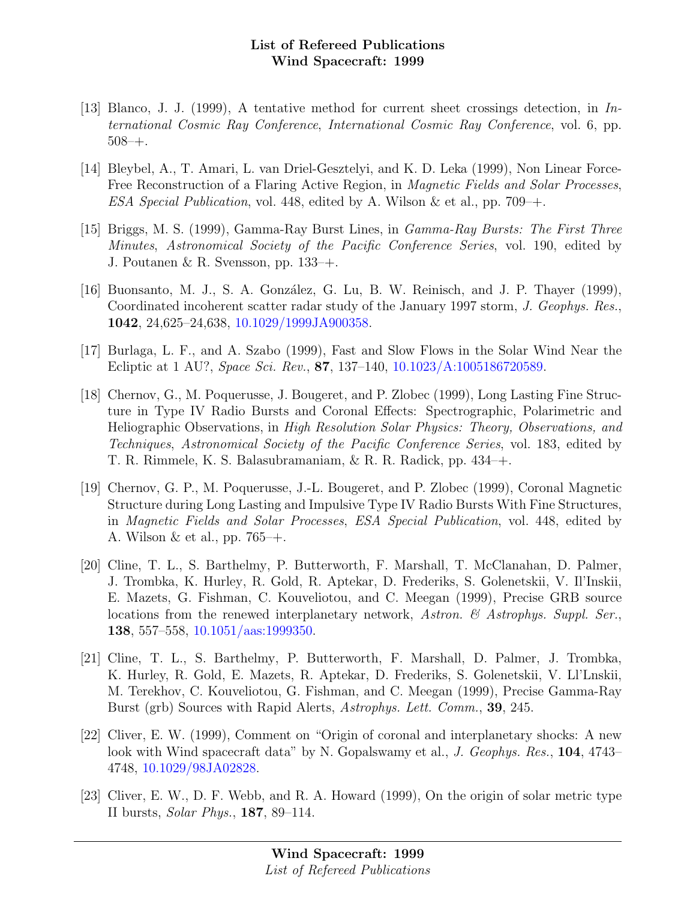[13] Blanco, J. J. (1999), A tentative method for current sheet crossings detection, in *International Cosmic Ray Conference*, *International Cosmic Ray Conference*, vol. 6, pp. 508–+.

[14] Bleybel, A., T. Amari, L. van Driel-Gesztelyi, and K. D. Leka (1999), Non Linear Force-Free Reconstruction of a Flaring Active Region, in *Magnetic Fields and Solar Processes*, *ESA Special Publication*, vol. 448, edited by A. Wilson & et al., pp. 709–+.

[15] Briggs, M. S. (1999), Gamma-Ray Burst Lines, in *Gamma-Ray Bursts: The First Three Minutes*, *Astronomical Society of the Pacific Conference Series*, vol. 190, edited by J. Poutanen & R. Svensson, pp. 133–+.

[16] Buonsanto, M. J., S. A. González, G. Lu, B. W. Reinisch, and J. P. Thayer (1999), Coordinated incoherent scatter radar study of the January 1997 storm, *J. Geophys. Res.*, **1042**, 24,625–24,638, 10.1029/1999JA900358.

[17] Burlaga, L. F., and A. Szabo (1999), Fast and Slow Flows in the Solar Wind Near the Ecliptic at 1 AU?, *Space Sci. Rev.*, **87**, 137–140, 10.1023/A:1005186720589.

[18] Chernov, G., M. Poquerusse, J. Bougeret, and P. Zlobec (1999), Long Lasting Fine Structure in Type IV Radio Bursts and Coronal Effects: Spectrographic, Polarimetric and Heliographic Observations, in *High Resolution Solar Physics: Theory, Observations, and Techniques*, *Astronomical Society of the Pacific Conference Series*, vol. 183, edited by T. R. Rimmele, K. S. Balasubramaniam, & R. R. Radick, pp. 434–+.

[19] Chernov, G. P., M. Poquerusse, J.-L. Bougeret, and P. Zlobec (1999), Coronal Magnetic Structure during Long Lasting and Impulsive Type IV Radio Bursts With Fine Structures, in *Magnetic Fields and Solar Processes*, *ESA Special Publication*, vol. 448, edited by A. Wilson & et al., pp. 765–+.

[20] Cline, T. L., S. Barthelmy, P. Butterworth, F. Marshall, T. McClanahan, D. Palmer, J. Trombka, K. Hurley, R. Gold, R. Aptekar, D. Frederiks, S. Golenetskii, V. Il'Inskii, E. Mazets, G. Fishman, C. Kouveliotou, and C. Meegan (1999), Precise GRB source locations from the renewed interplanetary network, *Astron. & Astrophys. Suppl. Ser.*, **138**, 557–558, 10.1051/aas:1999350.

[21] Cline, T. L., S. Barthelmy, P. Butterworth, F. Marshall, D. Palmer, J. Trombka, K. Hurley, R. Gold, E. Mazets, R. Aptekar, D. Frederiks, S. Golenetskii, V. Ll'Lnskii, M. Terekhov, C. Kouveliotou, G. Fishman, and C. Meegan (1999), Precise Gamma-Ray Burst (grb) Sources with Rapid Alerts, *Astrophys. Lett. Comm.*, **39**, 245.

[22] Cliver, E. W. (1999), Comment on "Origin of coronal and interplanetary shocks: A new look with Wind spacecraft data" by N. Gopalswamy et al., *J. Geophys. Res.*, **104**, 4743–4748, 10.1029/98JA02828.

[23] Cliver, E. W., D. F. Webb, and R. A. Howard (1999), On the origin of solar metric type II bursts, *Solar Phys.*, **187**, 89–114.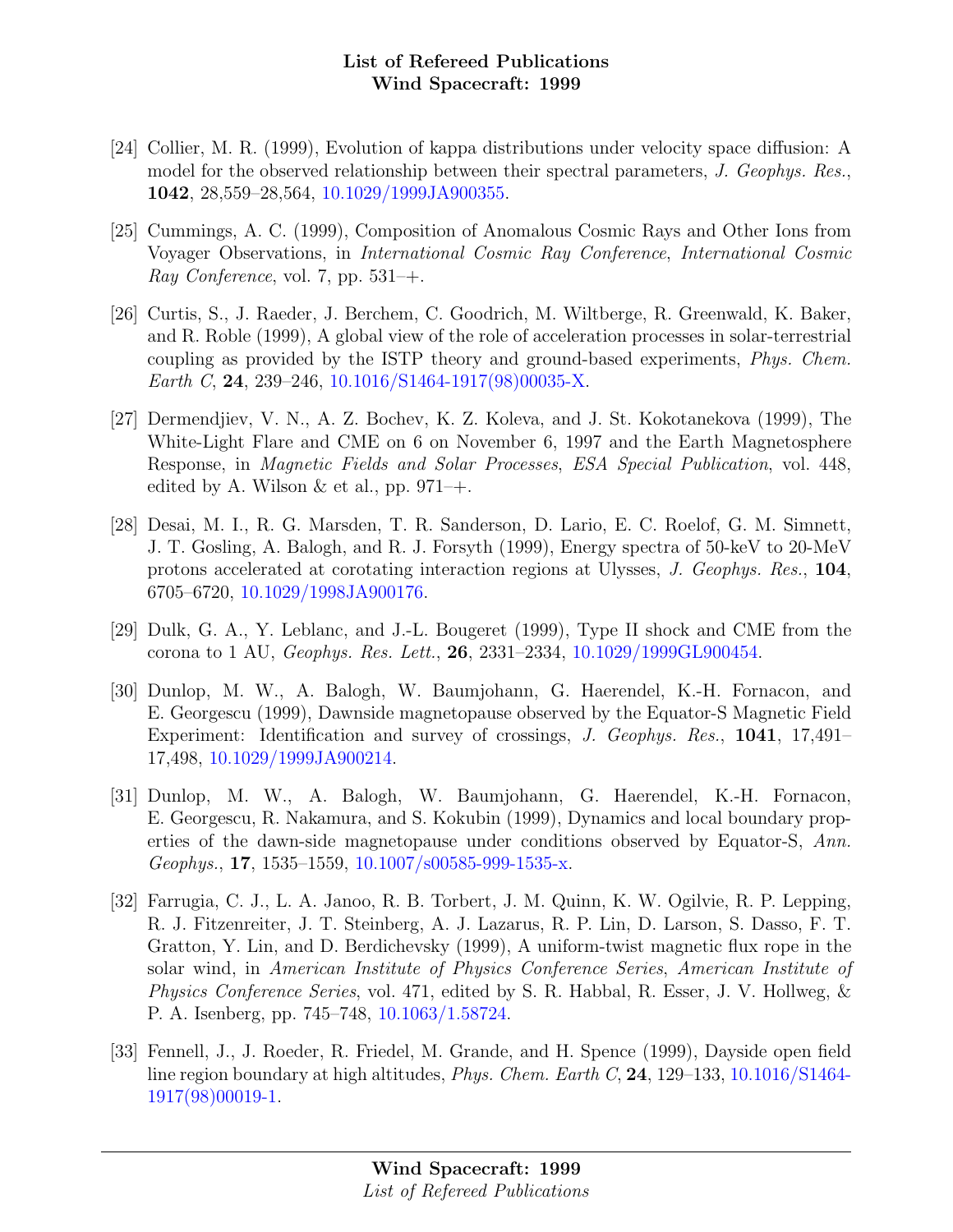[24] Collier, M. R. (1999), Evolution of kappa distributions under velocity space diffusion: A model for the observed relationship between their spectral parameters, *J. Geophys. Res.*, **1042**, 28,559–28,564, 10.1029/1999JA900355.

[25] Cummings, A. C. (1999), Composition of Anomalous Cosmic Rays and Other Ions from Voyager Observations, in *International Cosmic Ray Conference*, *International Cosmic Ray Conference*, vol. 7, pp. 531–+.

[26] Curtis, S., J. Raeder, J. Berchem, C. Goodrich, M. Wiltberge, R. Greenwald, K. Baker, and R. Roble (1999), A global view of the role of acceleration processes in solar-terrestrial coupling as provided by the ISTP theory and ground-based experiments, *Phys. Chem. Earth C*, **24**, 239–246, 10.1016/S1464-1917(98)00035-X.

[27] Dermendjiev, V. N., A. Z. Bochev, K. Z. Koleva, and J. St. Kokotanekova (1999), The White-Light Flare and CME on 6 on November 6, 1997 and the Earth Magnetosphere Response, in *Magnetic Fields and Solar Processes*, *ESA Special Publication*, vol. 448, edited by A. Wilson & et al., pp. 971–+.

[28] Desai, M. I., R. G. Marsden, T. R. Sanderson, D. Lario, E. C. Roelof, G. M. Simnett, J. T. Gosling, A. Balogh, and R. J. Forsyth (1999), Energy spectra of 50-keV to 20-MeV protons accelerated at corotating interaction regions at Ulysses, *J. Geophys. Res.*, **104**, 6705–6720, 10.1029/1998JA900176.

[29] Dulk, G. A., Y. Leblanc, and J.-L. Bougeret (1999), Type II shock and CME from the corona to 1 AU, *Geophys. Res. Lett.*, **26**, 2331–2334, 10.1029/1999GL900454.

[30] Dunlop, M. W., A. Balogh, W. Baumjohann, G. Haerendel, K.-H. Fornacon, and E. Georgescu (1999), Dawnside magnetopause observed by the Equator-S Magnetic Field Experiment: Identification and survey of crossings, *J. Geophys. Res.*, **1041**, 17,491–17,498, 10.1029/1999JA900214.

[31] Dunlop, M. W., A. Balogh, W. Baumjohann, G. Haerendel, K.-H. Fornacon, E. Georgescu, R. Nakamura, and S. Kokubin (1999), Dynamics and local boundary properties of the dawn-side magnetopause under conditions observed by Equator-S, *Ann. Geophys.*, **17**, 1535–1559, 10.1007/s00585-999-1535-x.

[32] Farrugia, C. J., L. A. Janoo, R. B. Torbert, J. M. Quinn, K. W. Ogilvie, R. P. Lepping, R. J. Fitzenreiter, J. T. Steinberg, A. J. Lazarus, R. P. Lin, D. Larson, S. Dasso, F. T. Gratton, Y. Lin, and D. Berdichevsky (1999), A uniform-twist magnetic flux rope in the solar wind, in *American Institute of Physics Conference Series*, *American Institute of Physics Conference Series*, vol. 471, edited by S. R. Habbal, R. Esser, J. V. Hollweg, & P. A. Isenberg, pp. 745–748, 10.1063/1.58724.

[33] Fennell, J., J. Roeder, R. Friedel, M. Grande, and H. Spence (1999), Dayside open field line region boundary at high altitudes, *Phys. Chem. Earth C*, **24**, 129–133, 10.1016/S1464-1917(98)00019-1.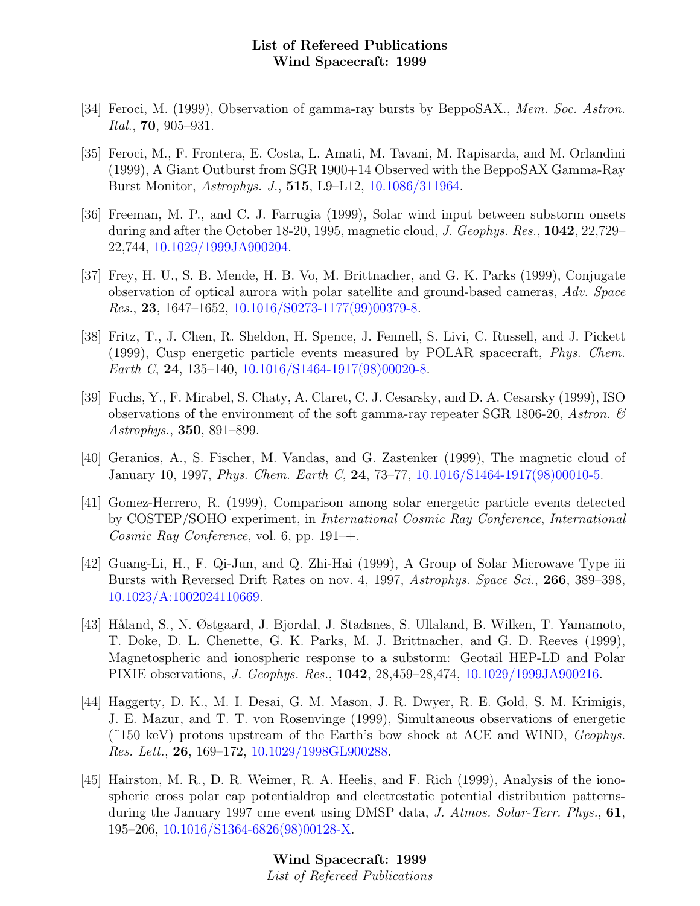[34] Feroci, M. (1999), Observation of gamma-ray bursts by BeppoSAX., *Mem. Soc. Astron. Ital.*, **70**, 905–931.

[35] Feroci, M., F. Frontera, E. Costa, L. Amati, M. Tavani, M. Rapisarda, and M. Orlandini (1999), A Giant Outburst from SGR 1900+14 Observed with the BeppoSAX Gamma-Ray Burst Monitor, *Astrophys. J.*, **515**, L9–L12, 10.1086/311964.

[36] Freeman, M. P., and C. J. Farrugia (1999), Solar wind input between substorm onsets during and after the October 18-20, 1995, magnetic cloud, *J. Geophys. Res.*, **1042**, 22,729–22,744, 10.1029/1999JA900204.

[37] Frey, H. U., S. B. Mende, H. B. Vo, M. Brittnacher, and G. K. Parks (1999), Conjugate observation of optical aurora with polar satellite and ground-based cameras, *Adv. Space Res.*, **23**, 1647–1652, 10.1016/S0273-1177(99)00379-8.

[38] Fritz, T., J. Chen, R. Sheldon, H. Spence, J. Fennell, S. Livi, C. Russell, and J. Pickett (1999), Cusp energetic particle events measured by POLAR spacecraft, *Phys. Chem. Earth C*, **24**, 135–140, 10.1016/S1464-1917(98)00020-8.

[39] Fuchs, Y., F. Mirabel, S. Chaty, A. Claret, C. J. Cesarsky, and D. A. Cesarsky (1999), ISO observations of the environment of the soft gamma-ray repeater SGR 1806-20, *Astron. & Astrophys.*, **350**, 891–899.

[40] Geranios, A., S. Fischer, M. Vandas, and G. Zastenker (1999), The magnetic cloud of January 10, 1997, *Phys. Chem. Earth C*, **24**, 73–77, 10.1016/S1464-1917(98)00010-5.

[41] Gomez-Herrero, R. (1999), Comparison among solar energetic particle events detected by COSTEP/SOHO experiment, in *International Cosmic Ray Conference*, *International Cosmic Ray Conference*, vol. 6, pp. 191–+.

[42] Guang-Li, H., F. Qi-Jun, and Q. Zhi-Hai (1999), A Group of Solar Microwave Type iii Bursts with Reversed Drift Rates on nov. 4, 1997, *Astrophys. Space Sci.*, **266**, 389–398, 10.1023/A:1002024110669.

[43] Håland, S., N. Østgaard, J. Bjordal, J. Stadsnes, S. Ullaland, B. Wilken, T. Yamamoto, T. Doke, D. L. Chenette, G. K. Parks, M. J. Brittnacher, and G. D. Reeves (1999), Magnetospheric and ionospheric response to a substorm: Geotail HEP-LD and Polar PIXIE observations, *J. Geophys. Res.*, **1042**, 28,459–28,474, 10.1029/1999JA900216.

[44] Haggerty, D. K., M. I. Desai, G. M. Mason, J. R. Dwyer, R. E. Gold, S. M. Krimigis, J. E. Mazur, and T. T. von Rosenvinge (1999), Simultaneous observations of energetic (˜150 keV) protons upstream of the Earth's bow shock at ACE and WIND, *Geophys. Res. Lett.*, **26**, 169–172, 10.1029/1998GL900288.

[45] Hairston, M. R., D. R. Weimer, R. A. Heelis, and F. Rich (1999), Analysis of the ionospheric cross polar cap potentialdrop and electrostatic potential distribution patternsduring the January 1997 cme event using DMSP data, *J. Atmos. Solar-Terr. Phys.*, **61**, 195–206, 10.1016/S1364-6826(98)00128-X.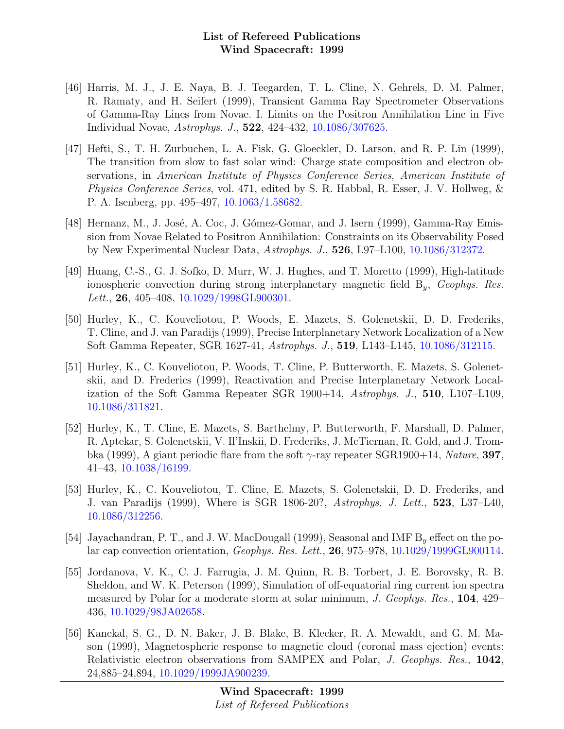[46] Harris, M. J., J. E. Naya, B. J. Teegarden, T. L. Cline, N. Gehrels, D. M. Palmer, R. Ramaty, and H. Seifert (1999), Transient Gamma Ray Spectrometer Observations of Gamma-Ray Lines from Novae. I. Limits on the Positron Annihilation Line in Five Individual Novae, *Astrophys. J.*, **522**, 424–432, 10.1086/307625.

[47] Hefti, S., T. H. Zurbuchen, L. A. Fisk, G. Gloeckler, D. Larson, and R. P. Lin (1999), The transition from slow to fast solar wind: Charge state composition and electron observations, in *American Institute of Physics Conference Series*, *American Institute of Physics Conference Series*, vol. 471, edited by S. R. Habbal, R. Esser, J. V. Hollweg, & P. A. Isenberg, pp. 495–497, 10.1063/1.58682.

[48] Hernanz, M., J. José, A. Coc, J. Gómez-Gomar, and J. Isern (1999), Gamma-Ray Emission from Novae Related to Positron Annihilation: Constraints on its Observability Posed by New Experimental Nuclear Data, *Astrophys. J.*, **526**, L97–L100, 10.1086/312372.

[49] Huang, C.-S., G. J. Sofko, D. Murr, W. J. Hughes, and T. Moretto (1999), High-latitude ionospheric convection during strong interplanetary magnetic field $B_y$, *Geophys. Res. Lett.*, **26**, 405–408, 10.1029/1998GL900301.

[50] Hurley, K., C. Kouveliotou, P. Woods, E. Mazets, S. Golenetskii, D. D. Frederiks, T. Cline, and J. van Paradijs (1999), Precise Interplanetary Network Localization of a New Soft Gamma Repeater, SGR 1627-41, *Astrophys. J.*, **519**, L143–L145, 10.1086/312115.

[51] Hurley, K., C. Kouveliotou, P. Woods, T. Cline, P. Butterworth, E. Mazets, S. Golenetskii, and D. Frederics (1999), Reactivation and Precise Interplanetary Network Localization of the Soft Gamma Repeater SGR 1900+14, *Astrophys. J.*, **510**, L107–L109, 10.1086/311821.

[52] Hurley, K., T. Cline, E. Mazets, S. Barthelmy, P. Butterworth, F. Marshall, D. Palmer, R. Aptekar, S. Golenetskii, V. Il'Inskii, D. Frederiks, J. McTiernan, R. Gold, and J. Trombka (1999), A giant periodic flare from the soft $\gamma$-ray repeater SGR1900+14, *Nature*, **397**, 41–43, 10.1038/16199.

[53] Hurley, K., C. Kouveliotou, T. Cline, E. Mazets, S. Golenetskii, D. D. Frederiks, and J. van Paradijs (1999), Where is SGR 1806-20?, *Astrophys. J. Lett.*, **523**, L37–L40, 10.1086/312256.

[54] Jayachandran, P. T., and J. W. MacDougall (1999), Seasonal and IMF $B_y$ effect on the polar cap convection orientation, *Geophys. Res. Lett.*, **26**, 975–978, 10.1029/1999GL900114.

[55] Jordanova, V. K., C. J. Farrugia, J. M. Quinn, R. B. Torbert, J. E. Borovsky, R. B. Sheldon, and W. K. Peterson (1999), Simulation of off-equatorial ring current ion spectra measured by Polar for a moderate storm at solar minimum, *J. Geophys. Res.*, **104**, 429–436, 10.1029/98JA02658.

[56] Kanekal, S. G., D. N. Baker, J. B. Blake, B. Klecker, R. A. Mewaldt, and G. M. Mason (1999), Magnetospheric response to magnetic cloud (coronal mass ejection) events: Relativistic electron observations from SAMPEX and Polar, *J. Geophys. Res.*, **1042**, 24,885–24,894, 10.1029/1999JA900239.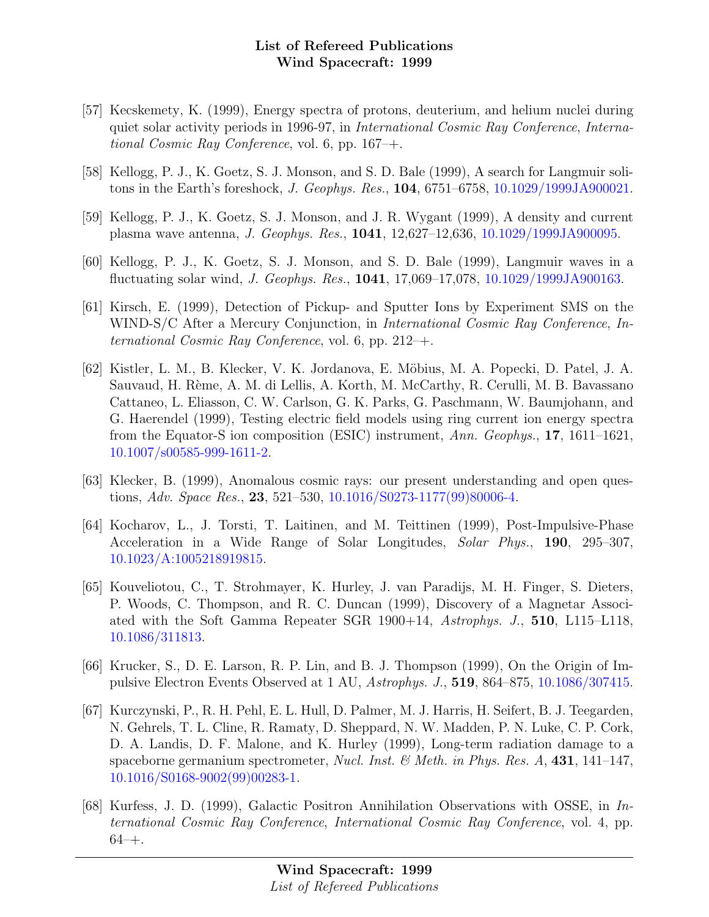- [57] Kecskemety, K. (1999), Energy spectra of protons, deuterium, and helium nuclei during quiet solar activity periods in 1996-97, in *International Cosmic Ray Conference*, *International Cosmic Ray Conference*, vol. 6, pp. 167–+.

- [58] Kellogg, P. J., K. Goetz, S. J. Monson, and S. D. Bale (1999), A search for Langmuir solitons in the Earth's foreshock, *J. Geophys. Res.*, **104**, 6751–6758, 10.1029/1999JA900021.

- [59] Kellogg, P. J., K. Goetz, S. J. Monson, and J. R. Wygant (1999), A density and current plasma wave antenna, *J. Geophys. Res.*, **1041**, 12,627–12,636, 10.1029/1999JA900095.

- [60] Kellogg, P. J., K. Goetz, S. J. Monson, and S. D. Bale (1999), Langmuir waves in a fluctuating solar wind, *J. Geophys. Res.*, **1041**, 17,069–17,078, 10.1029/1999JA900163.

- [61] Kirsch, E. (1999), Detection of Pickup- and Sputter Ions by Experiment SMS on the WIND-S/C After a Mercury Conjunction, in *International Cosmic Ray Conference*, *International Cosmic Ray Conference*, vol. 6, pp. 212–+.

- [62] Kistler, L. M., B. Klecker, V. K. Jordanova, E. Möbius, M. A. Popecki, D. Patel, J. A. Sauvaud, H. Rème, A. M. di Lellis, A. Korth, M. McCarthy, R. Cerulli, M. B. Bavassano Cattaneo, L. Eliasson, C. W. Carlson, G. K. Parks, G. Paschmann, W. Baumjohann, and G. Haerendel (1999), Testing electric field models using ring current ion energy spectra from the Equator-S ion composition (ESIC) instrument, *Ann. Geophys.*, **17**, 1611–1621, 10.1007/s00585-999-1611-2.

- [63] Klecker, B. (1999), Anomalous cosmic rays: our present understanding and open questions, *Adv. Space Res.*, **23**, 521–530, 10.1016/S0273-1177(99)80006-4.

- [64] Kocharov, L., J. Torsti, T. Laitinen, and M. Teittinen (1999), Post-Impulsive-Phase Acceleration in a Wide Range of Solar Longitudes, *Solar Phys.*, **190**, 295–307, 10.1023/A:1005218919815.

- [65] Kouveliotou, C., T. Strohmayer, K. Hurley, J. van Paradijs, M. H. Finger, S. Dieters, P. Woods, C. Thompson, and R. C. Duncan (1999), Discovery of a Magnetar Associated with the Soft Gamma Repeater SGR 1900+14, *Astrophys. J.*, **510**, L115–L118, 10.1086/311813.

- [66] Krucker, S., D. E. Larson, R. P. Lin, and B. J. Thompson (1999), On the Origin of Impulsive Electron Events Observed at 1 AU, *Astrophys. J.*, **519**, 864–875, 10.1086/307415.

- [67] Kurczynski, P., R. H. Pehl, E. L. Hull, D. Palmer, M. J. Harris, H. Seifert, B. J. Teegarden, N. Gehrels, T. L. Cline, R. Ramaty, D. Sheppard, N. W. Madden, P. N. Luke, C. P. Cork, D. A. Landis, D. F. Malone, and K. Hurley (1999), Long-term radiation damage to a spaceborne germanium spectrometer, *Nucl. Inst. & Meth. in Phys. Res. A*, **431**, 141–147, 10.1016/S0168-9002(99)00283-1.

- [68] Kurfess, J. D. (1999), Galactic Positron Annihilation Observations with OSSE, in *International Cosmic Ray Conference*, *International Cosmic Ray Conference*, vol. 4, pp. 64–+.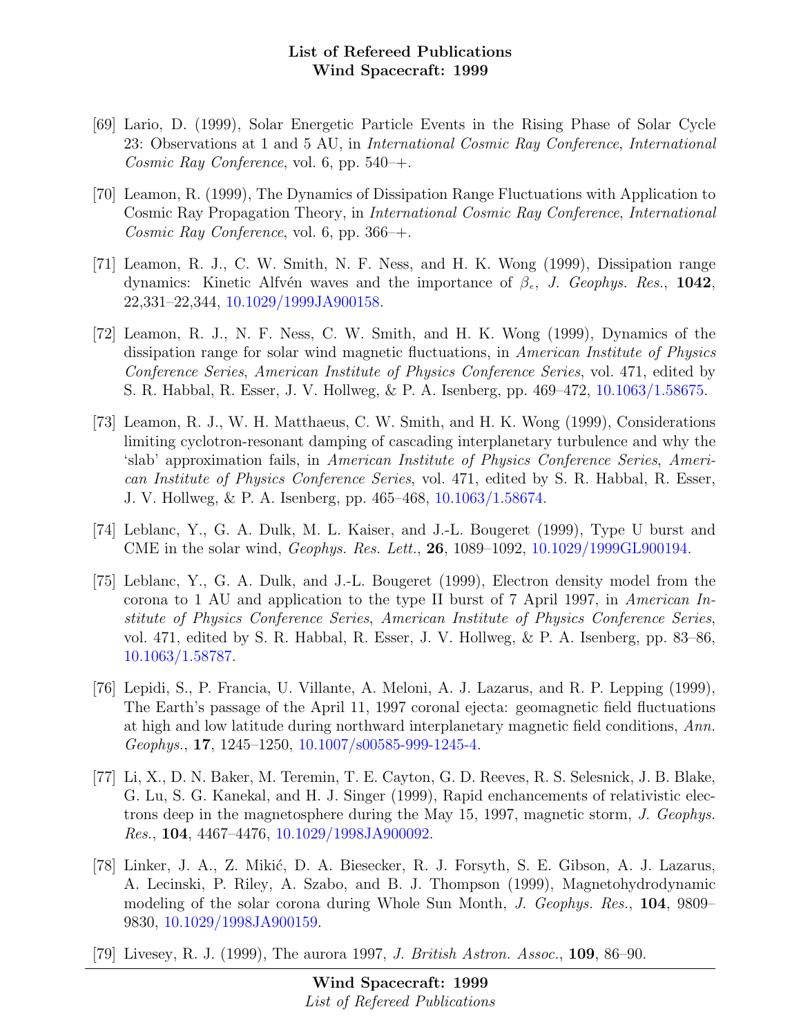[69] Lario, D. (1999), Solar Energetic Particle Events in the Rising Phase of Solar Cycle 23: Observations at 1 and 5 AU, in *International Cosmic Ray Conference*, *International Cosmic Ray Conference*, vol. 6, pp. 540–+.

[70] Leamon, R. (1999), The Dynamics of Dissipation Range Fluctuations with Application to Cosmic Ray Propagation Theory, in *International Cosmic Ray Conference*, *International Cosmic Ray Conference*, vol. 6, pp. 366–+.

[71] Leamon, R. J., C. W. Smith, N. F. Ness, and H. K. Wong (1999), Dissipation range dynamics: Kinetic Alfvén waves and the importance of $\beta_e$, *J. Geophys. Res.*, **1042**, 22,331–22,344, 10.1029/1999JA900158.

[72] Leamon, R. J., N. F. Ness, C. W. Smith, and H. K. Wong (1999), Dynamics of the dissipation range for solar wind magnetic fluctuations, in *American Institute of Physics Conference Series*, *American Institute of Physics Conference Series*, vol. 471, edited by S. R. Habbal, R. Esser, J. V. Hollweg, & P. A. Isenberg, pp. 469–472, 10.1063/1.58675.

[73] Leamon, R. J., W. H. Matthaeus, C. W. Smith, and H. K. Wong (1999), Considerations limiting cyclotron-resonant damping of cascading interplanetary turbulence and why the 'slab' approximation fails, in *American Institute of Physics Conference Series*, *American Institute of Physics Conference Series*, vol. 471, edited by S. R. Habbal, R. Esser, J. V. Hollweg, & P. A. Isenberg, pp. 465–468, 10.1063/1.58674.

[74] Leblanc, Y., G. A. Dulk, M. L. Kaiser, and J.-L. Bougeret (1999), Type U burst and CME in the solar wind, *Geophys. Res. Lett.*, **26**, 1089–1092, 10.1029/1999GL900194.

[75] Leblanc, Y., G. A. Dulk, and J.-L. Bougeret (1999), Electron density model from the corona to 1 AU and application to the type II burst of 7 April 1997, in *American Institute of Physics Conference Series*, *American Institute of Physics Conference Series*, vol. 471, edited by S. R. Habbal, R. Esser, J. V. Hollweg, & P. A. Isenberg, pp. 83–86, 10.1063/1.58787.

[76] Lepidi, S., P. Francia, U. Villante, A. Meloni, A. J. Lazarus, and R. P. Lepping (1999), The Earth's passage of the April 11, 1997 coronal ejecta: geomagnetic field fluctuations at high and low latitude during northward interplanetary magnetic field conditions, *Ann. Geophys.*, **17**, 1245–1250, 10.1007/s00585-999-1245-4.

[77] Li, X., D. N. Baker, M. Teremin, T. E. Cayton, G. D. Reeves, R. S. Selesnick, J. B. Blake, G. Lu, S. G. Kanekal, and H. J. Singer (1999), Rapid enchancements of relativistic electrons deep in the magnetosphere during the May 15, 1997, magnetic storm, *J. Geophys. Res.*, **104**, 4467–4476, 10.1029/1998JA900092.

[78] Linker, J. A., Z. Mikić, D. A. Biesecker, R. J. Forsyth, S. E. Gibson, A. J. Lazarus, A. Lecinski, P. Riley, A. Szabo, and B. J. Thompson (1999), Magnetohydrodynamic modeling of the solar corona during Whole Sun Month, *J. Geophys. Res.*, **104**, 9809–9830, 10.1029/1998JA900159.

[79] Livesey, R. J. (1999), The aurora 1997, *J. British Astron. Assoc.*, **109**, 86–90.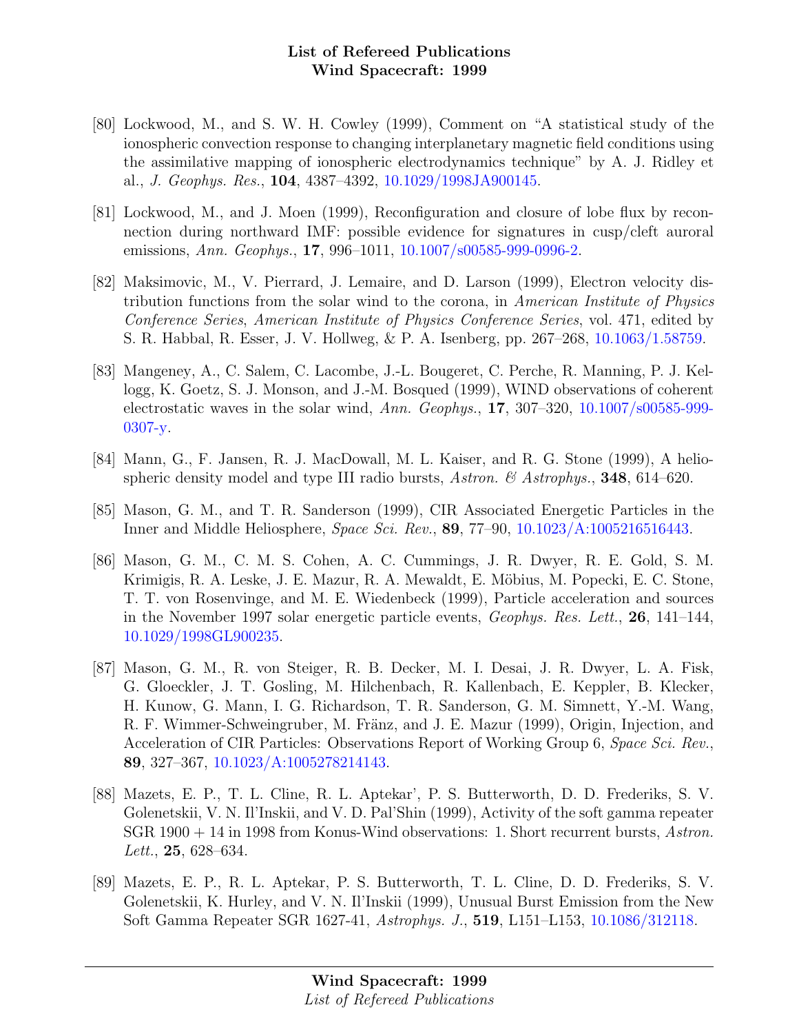[80] Lockwood, M., and S. W. H. Cowley (1999), Comment on "A statistical study of the ionospheric convection response to changing interplanetary magnetic field conditions using the assimilative mapping of ionospheric electrodynamics technique" by A. J. Ridley et al., *J. Geophys. Res.*, **104**, 4387–4392, 10.1029/1998JA900145.

[81] Lockwood, M., and J. Moen (1999), Reconfiguration and closure of lobe flux by reconnection during northward IMF: possible evidence for signatures in cusp/cleft auroral emissions, *Ann. Geophys.*, **17**, 996–1011, 10.1007/s00585-999-0996-2.

[82] Maksimovic, M., V. Pierrard, J. Lemaire, and D. Larson (1999), Electron velocity distribution functions from the solar wind to the corona, in *American Institute of Physics Conference Series*, *American Institute of Physics Conference Series*, vol. 471, edited by S. R. Habbal, R. Esser, J. V. Hollweg, & P. A. Isenberg, pp. 267–268, 10.1063/1.58759.

[83] Mangeney, A., C. Salem, C. Lacombe, J.-L. Bougeret, C. Perche, R. Manning, P. J. Kellogg, K. Goetz, S. J. Monson, and J.-M. Bosqued (1999), WIND observations of coherent electrostatic waves in the solar wind, *Ann. Geophys.*, **17**, 307–320, 10.1007/s00585-999-0307-y.

[84] Mann, G., F. Jansen, R. J. MacDowall, M. L. Kaiser, and R. G. Stone (1999), A heliospheric density model and type III radio bursts, *Astron. & Astrophys.*, **348**, 614–620.

[85] Mason, G. M., and T. R. Sanderson (1999), CIR Associated Energetic Particles in the Inner and Middle Heliosphere, *Space Sci. Rev.*, **89**, 77–90, 10.1023/A:1005216516443.

[86] Mason, G. M., C. M. S. Cohen, A. C. Cummings, J. R. Dwyer, R. E. Gold, S. M. Krimigis, R. A. Leske, J. E. Mazur, R. A. Mewaldt, E. Möbius, M. Popecki, E. C. Stone, T. T. von Rosenvinge, and M. E. Wiedenbeck (1999), Particle acceleration and sources in the November 1997 solar energetic particle events, *Geophys. Res. Lett.*, **26**, 141–144, 10.1029/1998GL900235.

[87] Mason, G. M., R. von Steiger, R. B. Decker, M. I. Desai, J. R. Dwyer, L. A. Fisk, G. Gloeckler, J. T. Gosling, M. Hilchenbach, R. Kallenbach, E. Keppler, B. Klecker, H. Kunow, G. Mann, I. G. Richardson, T. R. Sanderson, G. M. Simnett, Y.-M. Wang, R. F. Wimmer-Schweingruber, M. Fränz, and J. E. Mazur (1999), Origin, Injection, and Acceleration of CIR Particles: Observations Report of Working Group 6, *Space Sci. Rev.*, **89**, 327–367, 10.1023/A:1005278214143.

[88] Mazets, E. P., T. L. Cline, R. L. Aptekar', P. S. Butterworth, D. D. Frederiks, S. V. Golenetskii, V. N. Il'Inskii, and V. D. Pal'Shin (1999), Activity of the soft gamma repeater SGR 1900 + 14 in 1998 from Konus-Wind observations: 1. Short recurrent bursts, *Astron. Lett.*, **25**, 628–634.

[89] Mazets, E. P., R. L. Aptekar, P. S. Butterworth, T. L. Cline, D. D. Frederiks, S. V. Golenetskii, K. Hurley, and V. N. Il'Inskii (1999), Unusual Burst Emission from the New Soft Gamma Repeater SGR 1627-41, *Astrophys. J.*, **519**, L151–L153, 10.1086/312118.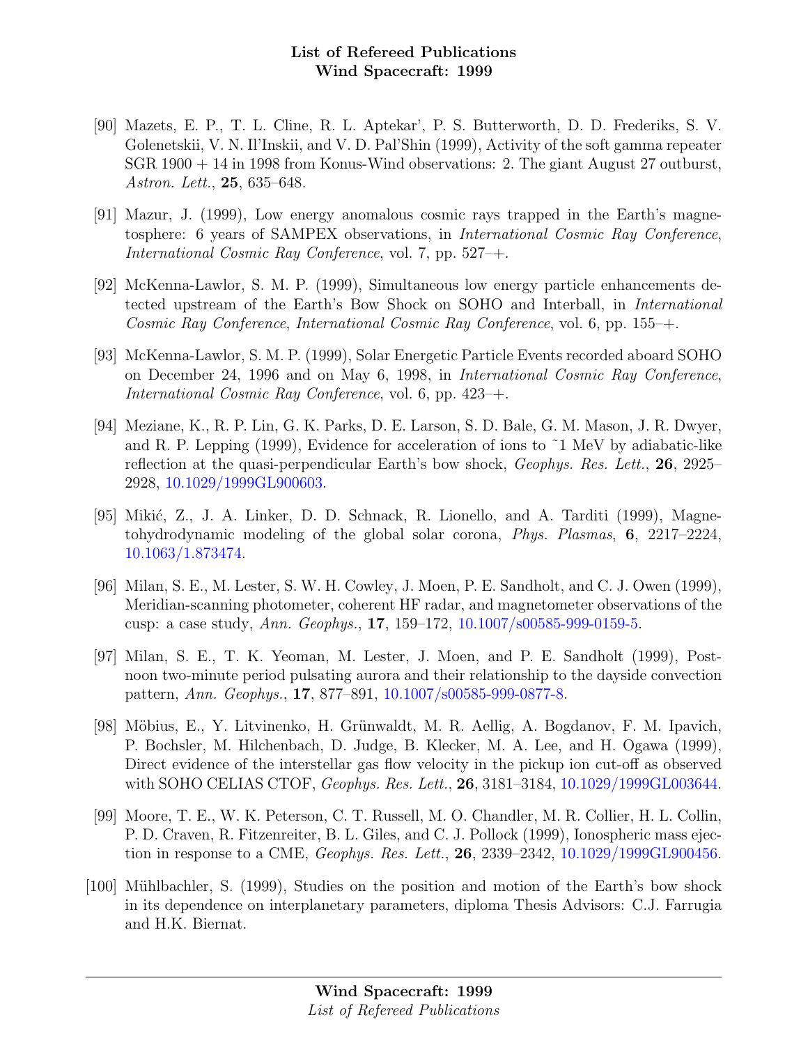- [90] Mazets, E. P., T. L. Cline, R. L. Aptekar', P. S. Butterworth, D. D. Frederiks, S. V. Golenetskii, V. N. Il'Inskii, and V. D. Pal'Shin (1999), Activity of the soft gamma repeater SGR 1900 + 14 in 1998 from Konus-Wind observations: 2. The giant August 27 outburst, *Astron. Lett.*, **25**, 635–648.

- [91] Mazur, J. (1999), Low energy anomalous cosmic rays trapped in the Earth's magnetosphere: 6 years of SAMPEX observations, in *International Cosmic Ray Conference*, *International Cosmic Ray Conference*, vol. 7, pp. 527–+.

- [92] McKenna-Lawlor, S. M. P. (1999), Simultaneous low energy particle enhancements detected upstream of the Earth's Bow Shock on SOHO and Interball, in *International Cosmic Ray Conference*, *International Cosmic Ray Conference*, vol. 6, pp. 155–+.

- [93] McKenna-Lawlor, S. M. P. (1999), Solar Energetic Particle Events recorded aboard SOHO on December 24, 1996 and on May 6, 1998, in *International Cosmic Ray Conference*, *International Cosmic Ray Conference*, vol. 6, pp. 423–+.

- [94] Meziane, K., R. P. Lin, G. K. Parks, D. E. Larson, S. D. Bale, G. M. Mason, J. R. Dwyer, and R. P. Lepping (1999), Evidence for acceleration of ions to ~1 MeV by adiabatic-like reflection at the quasi-perpendicular Earth's bow shock, *Geophys. Res. Lett.*, **26**, 2925–2928, 10.1029/1999GL900603.

- [95] Mikić, Z., J. A. Linker, D. D. Schnack, R. Lionello, and A. Tarditi (1999), Magnetohydrodynamic modeling of the global solar corona, *Phys. Plasmas*, **6**, 2217–2224, 10.1063/1.873474.

- [96] Milan, S. E., M. Lester, S. W. H. Cowley, J. Moen, P. E. Sandholt, and C. J. Owen (1999), Meridian-scanning photometer, coherent HF radar, and magnetometer observations of the cusp: a case study, *Ann. Geophys.*, **17**, 159–172, 10.1007/s00585-999-0159-5.

- [97] Milan, S. E., T. K. Yeoman, M. Lester, J. Moen, and P. E. Sandholt (1999), Post-noon two-minute period pulsating aurora and their relationship to the dayside convection pattern, *Ann. Geophys.*, **17**, 877–891, 10.1007/s00585-999-0877-8.

- [98] Möbius, E., Y. Litvinenko, H. Grünwaldt, M. R. Aellig, A. Bogdanov, F. M. Ipavich, P. Bochsler, M. Hilchenbach, D. Judge, B. Klecker, M. A. Lee, and H. Ogawa (1999), Direct evidence of the interstellar gas flow velocity in the pickup ion cut-off as observed with SOHO CELIAS CTOF, *Geophys. Res. Lett.*, **26**, 3181–3184, 10.1029/1999GL003644.

- [99] Moore, T. E., W. K. Peterson, C. T. Russell, M. O. Chandler, M. R. Collier, H. L. Collin, P. D. Craven, R. Fitzenreiter, B. L. Giles, and C. J. Pollock (1999), Ionospheric mass ejection in response to a CME, *Geophys. Res. Lett.*, **26**, 2339–2342, 10.1029/1999GL900456.

- [100] Mühlbachler, S. (1999), Studies on the position and motion of the Earth's bow shock in its dependence on interplanetary parameters, diploma Thesis Advisors: C.J. Farrugia and H.K. Biernat.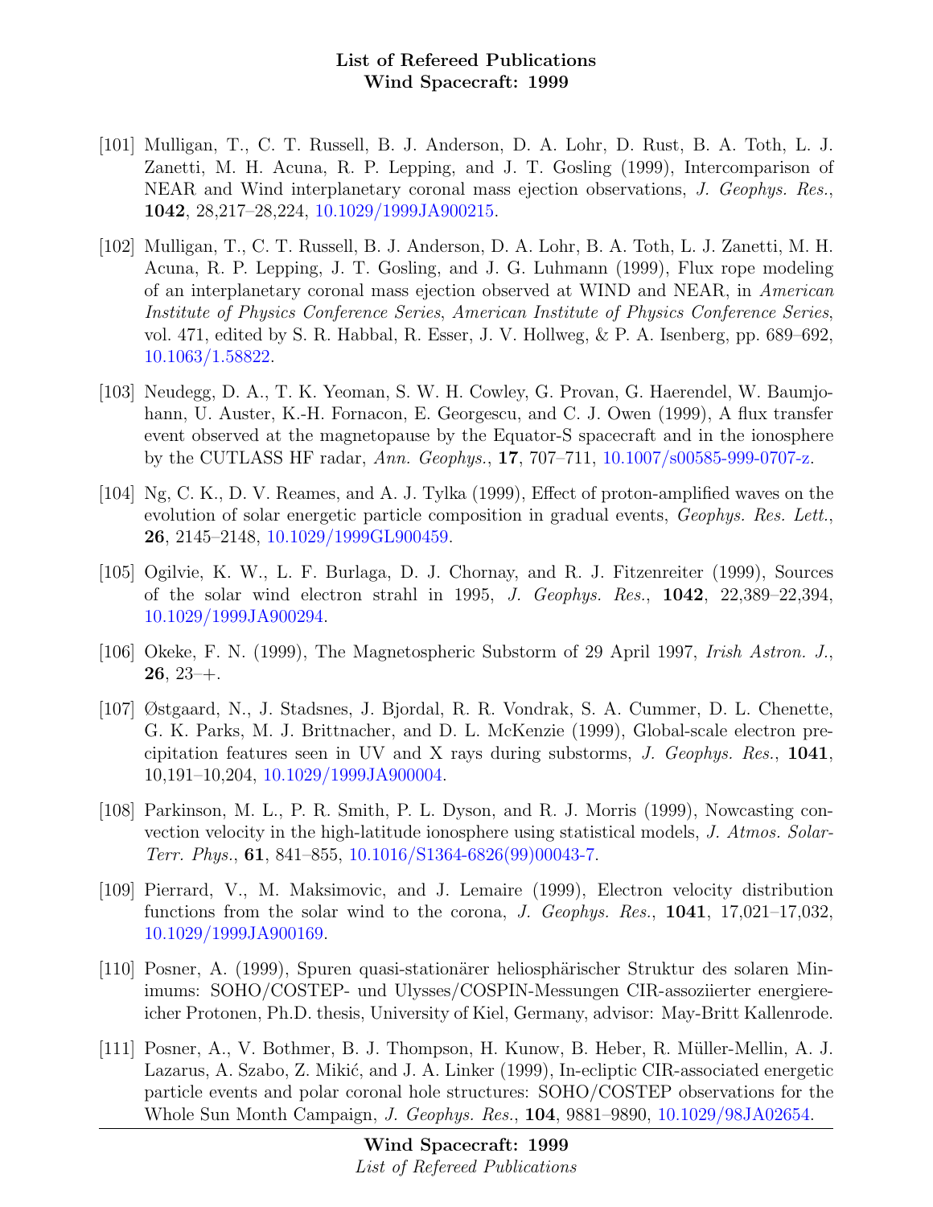[101] Mulligan, T., C. T. Russell, B. J. Anderson, D. A. Lohr, D. Rust, B. A. Toth, L. J. Zanetti, M. H. Acuna, R. P. Lepping, and J. T. Gosling (1999), Intercomparison of NEAR and Wind interplanetary coronal mass ejection observations, *J. Geophys. Res.*, **1042**, 28,217–28,224, 10.1029/1999JA900215.

[102] Mulligan, T., C. T. Russell, B. J. Anderson, D. A. Lohr, B. A. Toth, L. J. Zanetti, M. H. Acuna, R. P. Lepping, J. T. Gosling, and J. G. Luhmann (1999), Flux rope modeling of an interplanetary coronal mass ejection observed at WIND and NEAR, in *American Institute of Physics Conference Series*, *American Institute of Physics Conference Series*, vol. 471, edited by S. R. Habbal, R. Esser, J. V. Hollweg, & P. A. Isenberg, pp. 689–692, 10.1063/1.58822.

[103] Neudegg, D. A., T. K. Yeoman, S. W. H. Cowley, G. Provan, G. Haerendel, W. Baumjohann, U. Auster, K.-H. Fornacon, E. Georgescu, and C. J. Owen (1999), A flux transfer event observed at the magnetopause by the Equator-S spacecraft and in the ionosphere by the CUTLASS HF radar, *Ann. Geophys.*, **17**, 707–711, 10.1007/s00585-999-0707-z.

[104] Ng, C. K., D. V. Reames, and A. J. Tylka (1999), Effect of proton-amplified waves on the evolution of solar energetic particle composition in gradual events, *Geophys. Res. Lett.*, **26**, 2145–2148, 10.1029/1999GL900459.

[105] Ogilvie, K. W., L. F. Burlaga, D. J. Chornay, and R. J. Fitzenreiter (1999), Sources of the solar wind electron strahl in 1995, *J. Geophys. Res.*, **1042**, 22,389–22,394, 10.1029/1999JA900294.

[106] Okeke, F. N. (1999), The Magnetospheric Substorm of 29 April 1997, *Irish Astron. J.*, **26**, 23–+.

[107] Østgaard, N., J. Stadsnes, J. Bjordal, R. R. Vondrak, S. A. Cummer, D. L. Chenette, G. K. Parks, M. J. Brittnacher, and D. L. McKenzie (1999), Global-scale electron precipitation features seen in UV and X rays during substorms, *J. Geophys. Res.*, **1041**, 10,191–10,204, 10.1029/1999JA900004.

[108] Parkinson, M. L., P. R. Smith, P. L. Dyson, and R. J. Morris (1999), Nowcasting convection velocity in the high-latitude ionosphere using statistical models, *J. Atmos. Solar-Terr. Phys.*, **61**, 841–855, 10.1016/S1364-6826(99)00043-7.

[109] Pierrard, V., M. Maksimovic, and J. Lemaire (1999), Electron velocity distribution functions from the solar wind to the corona, *J. Geophys. Res.*, **1041**, 17,021–17,032, 10.1029/1999JA900169.

[110] Posner, A. (1999), Spuren quasi-stationärer heliosphärischer Struktur des solaren Minimums: SOHO/COSTEP- und Ulysses/COSPIN-Messungen CIR-assoziierter energiereicher Protonen, Ph.D. thesis, University of Kiel, Germany, advisor: May-Britt Kallenrode.

[111] Posner, A., V. Bothmer, B. J. Thompson, H. Kunow, B. Heber, R. Müller-Mellin, A. J. Lazarus, A. Szabo, Z. Mikić, and J. A. Linker (1999), In-ecliptic CIR-associated energetic particle events and polar coronal hole structures: SOHO/COSTEP observations for the Whole Sun Month Campaign, *J. Geophys. Res.*, **104**, 9881–9890, 10.1029/98JA02654.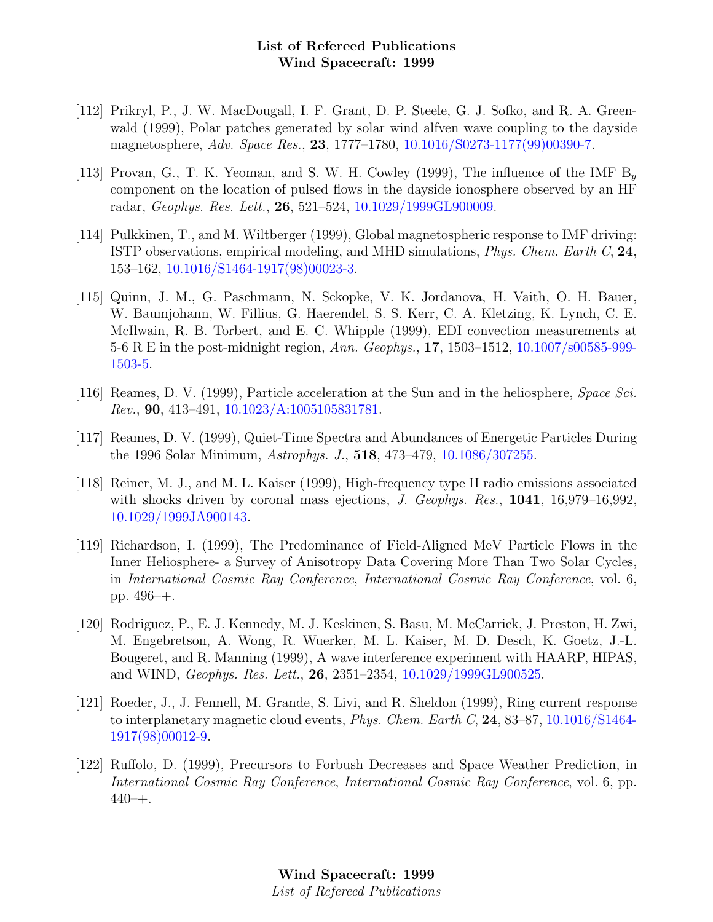[112] Prikryl, P., J. W. MacDougall, I. F. Grant, D. P. Steele, G. J. Sofko, and R. A. Greenwald (1999), Polar patches generated by solar wind alfven wave coupling to the dayside magnetosphere, *Adv. Space Res.*, **23**, 1777–1780, 10.1016/S0273-1177(99)00390-7.

[113] Provan, G., T. K. Yeoman, and S. W. H. Cowley (1999), The influence of the IMF $B_y$ component on the location of pulsed flows in the dayside ionosphere observed by an HF radar, *Geophys. Res. Lett.*, **26**, 521–524, 10.1029/1999GL900009.

[114] Pulkkinen, T., and M. Wiltberger (1999), Global magnetospheric response to IMF driving: ISTP observations, empirical modeling, and MHD simulations, *Phys. Chem. Earth C*, **24**, 153–162, 10.1016/S1464-1917(98)00023-3.

[115] Quinn, J. M., G. Paschmann, N. Sckopke, V. K. Jordanova, H. Vaith, O. H. Bauer, W. Baumjohann, W. Fillius, G. Haerendel, S. S. Kerr, C. A. Kletzing, K. Lynch, C. E. McIlwain, R. B. Torbert, and E. C. Whipple (1999), EDI convection measurements at 5-6 R E in the post-midnight region, *Ann. Geophys.*, **17**, 1503–1512, 10.1007/s00585-999-1503-5.

[116] Reames, D. V. (1999), Particle acceleration at the Sun and in the heliosphere, *Space Sci. Rev.*, **90**, 413–491, 10.1023/A:1005105831781.

[117] Reames, D. V. (1999), Quiet-Time Spectra and Abundances of Energetic Particles During the 1996 Solar Minimum, *Astrophys. J.*, **518**, 473–479, 10.1086/307255.

[118] Reiner, M. J., and M. L. Kaiser (1999), High-frequency type II radio emissions associated with shocks driven by coronal mass ejections, *J. Geophys. Res.*, **1041**, 16,979–16,992, 10.1029/1999JA900143.

[119] Richardson, I. (1999), The Predominance of Field-Aligned MeV Particle Flows in the Inner Heliosphere- a Survey of Anisotropy Data Covering More Than Two Solar Cycles, in *International Cosmic Ray Conference*, *International Cosmic Ray Conference*, vol. 6, pp. 496–+.

[120] Rodriguez, P., E. J. Kennedy, M. J. Keskinen, S. Basu, M. McCarrick, J. Preston, H. Zwi, M. Engebretson, A. Wong, R. Wuerker, M. L. Kaiser, M. D. Desch, K. Goetz, J.-L. Bougeret, and R. Manning (1999), A wave interference experiment with HAARP, HIPAS, and WIND, *Geophys. Res. Lett.*, **26**, 2351–2354, 10.1029/1999GL900525.

[121] Roeder, J., J. Fennell, M. Grande, S. Livi, and R. Sheldon (1999), Ring current response to interplanetary magnetic cloud events, *Phys. Chem. Earth C*, **24**, 83–87, 10.1016/S1464-1917(98)00012-9.

[122] Ruffolo, D. (1999), Precursors to Forbush Decreases and Space Weather Prediction, in *International Cosmic Ray Conference*, *International Cosmic Ray Conference*, vol. 6, pp. 440–+.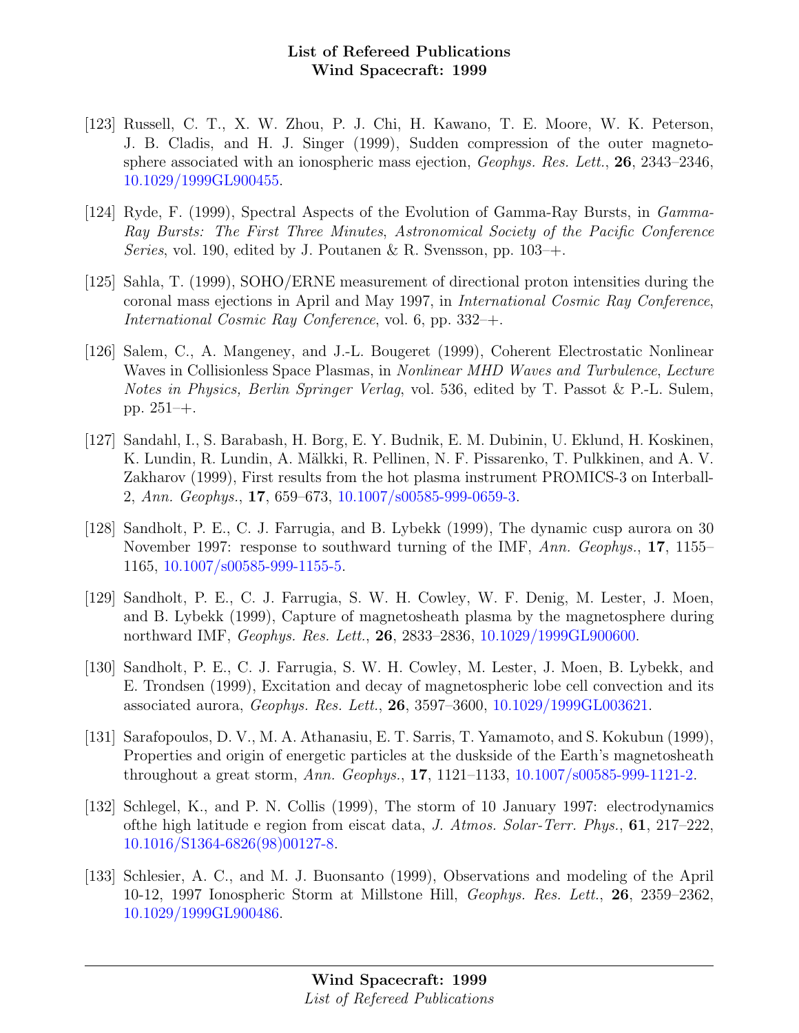[123] Russell, C. T., X. W. Zhou, P. J. Chi, H. Kawano, T. E. Moore, W. K. Peterson, J. B. Cladis, and H. J. Singer (1999), Sudden compression of the outer magnetosphere associated with an ionospheric mass ejection, *Geophys. Res. Lett.*, **26**, 2343–2346, 10.1029/1999GL900455.

[124] Ryde, F. (1999), Spectral Aspects of the Evolution of Gamma-Ray Bursts, in *Gamma-Ray Bursts: The First Three Minutes*, *Astronomical Society of the Pacific Conference Series*, vol. 190, edited by J. Poutanen & R. Svensson, pp. 103–+.

[125] Sahla, T. (1999), SOHO/ERNE measurement of directional proton intensities during the coronal mass ejections in April and May 1997, in *International Cosmic Ray Conference*, *International Cosmic Ray Conference*, vol. 6, pp. 332–+.

[126] Salem, C., A. Mangeney, and J.-L. Bougeret (1999), Coherent Electrostatic Nonlinear Waves in Collisionless Space Plasmas, in *Nonlinear MHD Waves and Turbulence*, *Lecture Notes in Physics, Berlin Springer Verlag*, vol. 536, edited by T. Passot & P.-L. Sulem, pp. 251–+.

[127] Sandahl, I., S. Barabash, H. Borg, E. Y. Budnik, E. M. Dubinin, U. Eklund, H. Koskinen, K. Lundin, R. Lundin, A. Mälkki, R. Pellinen, N. F. Pissarenko, T. Pulkkinen, and A. V. Zakharov (1999), First results from the hot plasma instrument PROMICS-3 on Interball-2, *Ann. Geophys.*, **17**, 659–673, 10.1007/s00585-999-0659-3.

[128] Sandholt, P. E., C. J. Farrugia, and B. Lybekk (1999), The dynamic cusp aurora on 30 November 1997: response to southward turning of the IMF, *Ann. Geophys.*, **17**, 1155–1165, 10.1007/s00585-999-1155-5.

[129] Sandholt, P. E., C. J. Farrugia, S. W. H. Cowley, W. F. Denig, M. Lester, J. Moen, and B. Lybekk (1999), Capture of magnetosheath plasma by the magnetosphere during northward IMF, *Geophys. Res. Lett.*, **26**, 2833–2836, 10.1029/1999GL900600.

[130] Sandholt, P. E., C. J. Farrugia, S. W. H. Cowley, M. Lester, J. Moen, B. Lybekk, and E. Trondsen (1999), Excitation and decay of magnetospheric lobe cell convection and its associated aurora, *Geophys. Res. Lett.*, **26**, 3597–3600, 10.1029/1999GL003621.

[131] Sarafopoulos, D. V., M. A. Athanasiu, E. T. Sarris, T. Yamamoto, and S. Kokubun (1999), Properties and origin of energetic particles at the duskside of the Earth's magnetosheath throughout a great storm, *Ann. Geophys.*, **17**, 1121–1133, 10.1007/s00585-999-1121-2.

[132] Schlegel, K., and P. N. Collis (1999), The storm of 10 January 1997: electrodynamics ofthe high latitude e region from eiscat data, *J. Atmos. Solar-Terr. Phys.*, **61**, 217–222, 10.1016/S1364-6826(98)00127-8.

[133] Schlesier, A. C., and M. J. Buonsanto (1999), Observations and modeling of the April 10-12, 1997 Ionospheric Storm at Millstone Hill, *Geophys. Res. Lett.*, **26**, 2359–2362, 10.1029/1999GL900486.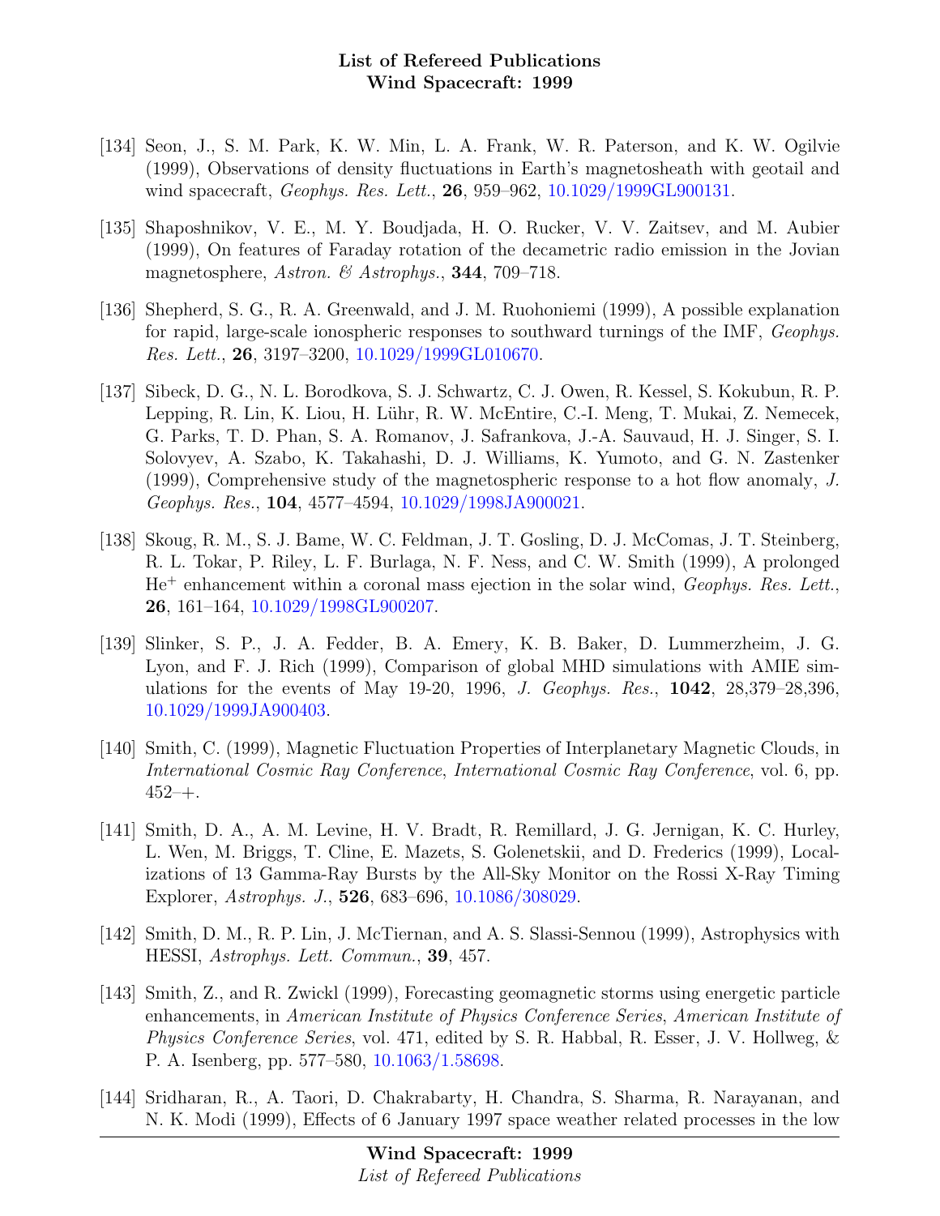- [134] Seon, J., S. M. Park, K. W. Min, L. A. Frank, W. R. Paterson, and K. W. Ogilvie (1999), Observations of density fluctuations in Earth's magnetosheath with geotail and wind spacecraft, *Geophys. Res. Lett.*, **26**, 959–962, 10.1029/1999GL900131.

- [135] Shaposhnikov, V. E., M. Y. Boudjada, H. O. Rucker, V. V. Zaitsev, and M. Aubier (1999), On features of Faraday rotation of the decametric radio emission in the Jovian magnetosphere, *Astron. & Astrophys.*, **344**, 709–718.

- [136] Shepherd, S. G., R. A. Greenwald, and J. M. Ruohoniemi (1999), A possible explanation for rapid, large-scale ionospheric responses to southward turnings of the IMF, *Geophys. Res. Lett.*, **26**, 3197–3200, 10.1029/1999GL010670.

- [137] Sibeck, D. G., N. L. Borodkova, S. J. Schwartz, C. J. Owen, R. Kessel, S. Kokubun, R. P. Lepping, R. Lin, K. Liou, H. Lühr, R. W. McEntire, C.-I. Meng, T. Mukai, Z. Nemecek, G. Parks, T. D. Phan, S. A. Romanov, J. Safrankova, J.-A. Sauvaud, H. J. Singer, S. I. Solovyev, A. Szabo, K. Takahashi, D. J. Williams, K. Yumoto, and G. N. Zastenker (1999), Comprehensive study of the magnetospheric response to a hot flow anomaly, *J. Geophys. Res.*, **104**, 4577–4594, 10.1029/1998JA900021.

- [138] Skoug, R. M., S. J. Bame, W. C. Feldman, J. T. Gosling, D. J. McComas, J. T. Steinberg, R. L. Tokar, P. Riley, L. F. Burlaga, N. F. Ness, and C. W. Smith (1999), A prolonged $He^{+}$ enhancement within a coronal mass ejection in the solar wind, *Geophys. Res. Lett.*, **26**, 161–164, 10.1029/1998GL900207.

- [139] Slinker, S. P., J. A. Fedder, B. A. Emery, K. B. Baker, D. Lummerzheim, J. G. Lyon, and F. J. Rich (1999), Comparison of global MHD simulations with AMIE simulations for the events of May 19-20, 1996, *J. Geophys. Res.*, **1042**, 28,379–28,396, 10.1029/1999JA900403.

- [140] Smith, C. (1999), Magnetic Fluctuation Properties of Interplanetary Magnetic Clouds, in *International Cosmic Ray Conference*, *International Cosmic Ray Conference*, vol. 6, pp. 452–+.

- [141] Smith, D. A., A. M. Levine, H. V. Bradt, R. Remillard, J. G. Jernigan, K. C. Hurley, L. Wen, M. Briggs, T. Cline, E. Mazets, S. Golenetskii, and D. Frederics (1999), Localizations of 13 Gamma-Ray Bursts by the All-Sky Monitor on the Rossi X-Ray Timing Explorer, *Astrophys. J.*, **526**, 683–696, 10.1086/308029.

- [142] Smith, D. M., R. P. Lin, J. McTiernan, and A. S. Slassi-Sennou (1999), Astrophysics with HESSI, *Astrophys. Lett. Commun.*, **39**, 457.

- [143] Smith, Z., and R. Zwickl (1999), Forecasting geomagnetic storms using energetic particle enhancements, in *American Institute of Physics Conference Series*, *American Institute of Physics Conference Series*, vol. 471, edited by S. R. Habbal, R. Esser, J. V. Hollweg, & P. A. Isenberg, pp. 577–580, 10.1063/1.58698.

- [144] Sridharan, R., A. Taori, D. Chakrabarty, H. Chandra, S. Sharma, R. Narayanan, and N. K. Modi (1999), Effects of 6 January 1997 space weather related processes in the low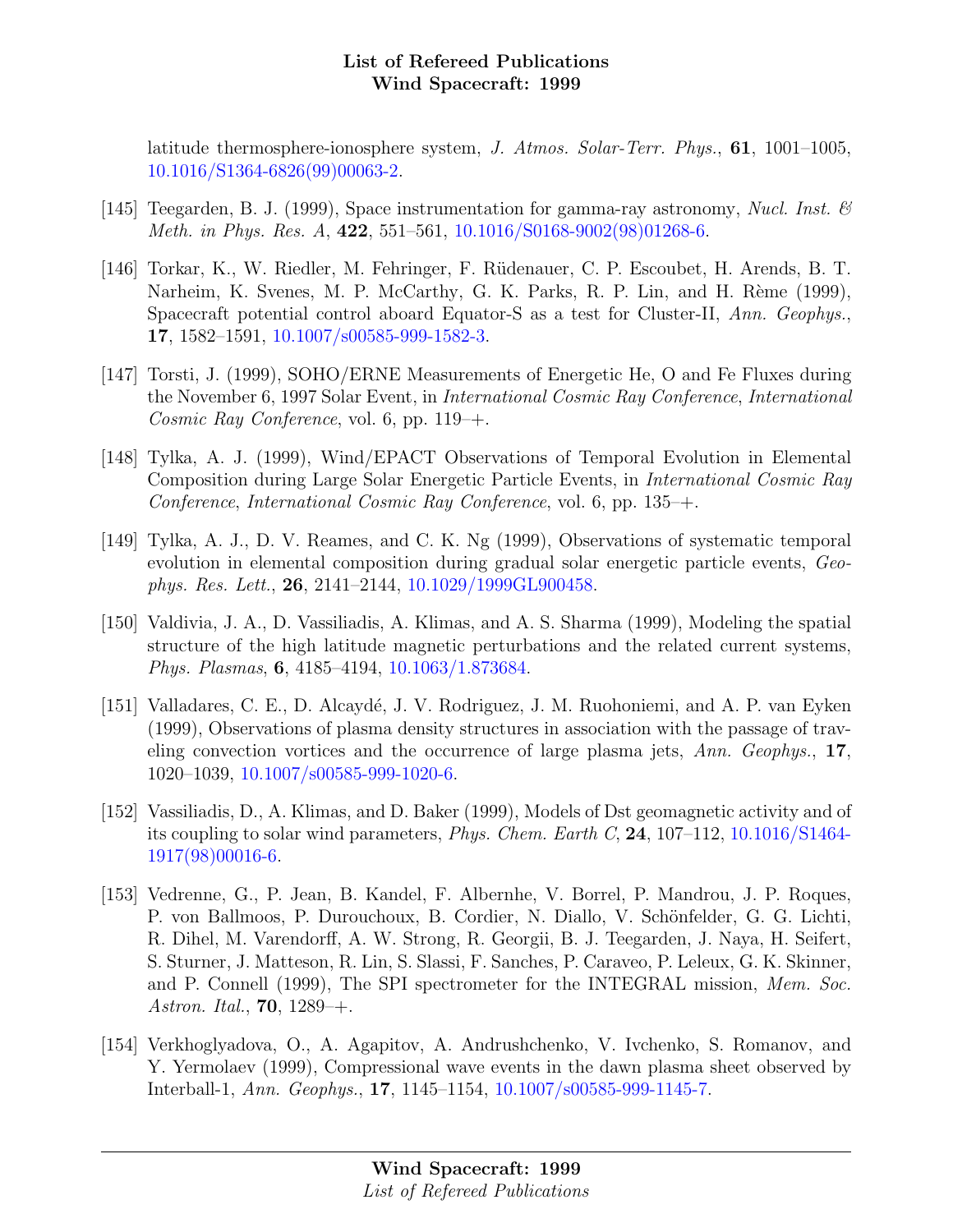latitude thermosphere-ionosphere system, *J. Atmos. Solar-Terr. Phys.*, **61**, 1001–1005, 10.1016/S1364-6826(99)00063-2.

[145] Teegarden, B. J. (1999), Space instrumentation for gamma-ray astronomy, *Nucl. Inst. & Meth. in Phys. Res. A*, **422**, 551–561, 10.1016/S0168-9002(98)01268-6.

[146] Torkar, K., W. Riedler, M. Fehringer, F. Rüdenauer, C. P. Escoubet, H. Arends, B. T. Narheim, K. Svenes, M. P. McCarthy, G. K. Parks, R. P. Lin, and H. Rème (1999), Spacecraft potential control aboard Equator-S as a test for Cluster-II, *Ann. Geophys.*, **17**, 1582–1591, 10.1007/s00585-999-1582-3.

[147] Torsti, J. (1999), SOHO/ERNE Measurements of Energetic He, O and Fe Fluxes during the November 6, 1997 Solar Event, in *International Cosmic Ray Conference*, *International Cosmic Ray Conference*, vol. 6, pp. 119–+.

[148] Tylka, A. J. (1999), Wind/EPACT Observations of Temporal Evolution in Elemental Composition during Large Solar Energetic Particle Events, in *International Cosmic Ray Conference*, *International Cosmic Ray Conference*, vol. 6, pp. 135–+.

[149] Tylka, A. J., D. V. Reames, and C. K. Ng (1999), Observations of systematic temporal evolution in elemental composition during gradual solar energetic particle events, *Geophys. Res. Lett.*, **26**, 2141–2144, 10.1029/1999GL900458.

[150] Valdivia, J. A., D. Vassiliadis, A. Klimas, and A. S. Sharma (1999), Modeling the spatial structure of the high latitude magnetic perturbations and the related current systems, *Phys. Plasmas*, **6**, 4185–4194, 10.1063/1.873684.

[151] Valladares, C. E., D. Alcaydé, J. V. Rodriguez, J. M. Ruohoniemi, and A. P. van Eyken (1999), Observations of plasma density structures in association with the passage of traveling convection vortices and the occurrence of large plasma jets, *Ann. Geophys.*, **17**, 1020–1039, 10.1007/s00585-999-1020-6.

[152] Vassiliadis, D., A. Klimas, and D. Baker (1999), Models of Dst geomagnetic activity and of its coupling to solar wind parameters, *Phys. Chem. Earth C*, **24**, 107–112, 10.1016/S1464-1917(98)00016-6.

[153] Vedrenne, G., P. Jean, B. Kandel, F. Albernhe, V. Borrel, P. Mandrou, J. P. Roques, P. von Ballmoos, P. Durouchoux, B. Cordier, N. Diallo, V. Schönfelder, G. G. Lichti, R. Dihel, M. Varendorff, A. W. Strong, R. Georgii, B. J. Teegarden, J. Naya, H. Seifert, S. Sturner, J. Matteson, R. Lin, S. Slassi, F. Sanches, P. Caraveo, P. Leleux, G. K. Skinner, and P. Connell (1999), The SPI spectrometer for the INTEGRAL mission, *Mem. Soc. Astron. Ital.*, **70**, 1289–+.

[154] Verkhoglyadova, O., A. Agapitov, A. Andrushchenko, V. Ivchenko, S. Romanov, and Y. Yermolaev (1999), Compressional wave events in the dawn plasma sheet observed by Interball-1, *Ann. Geophys.*, **17**, 1145–1154, 10.1007/s00585-999-1145-7.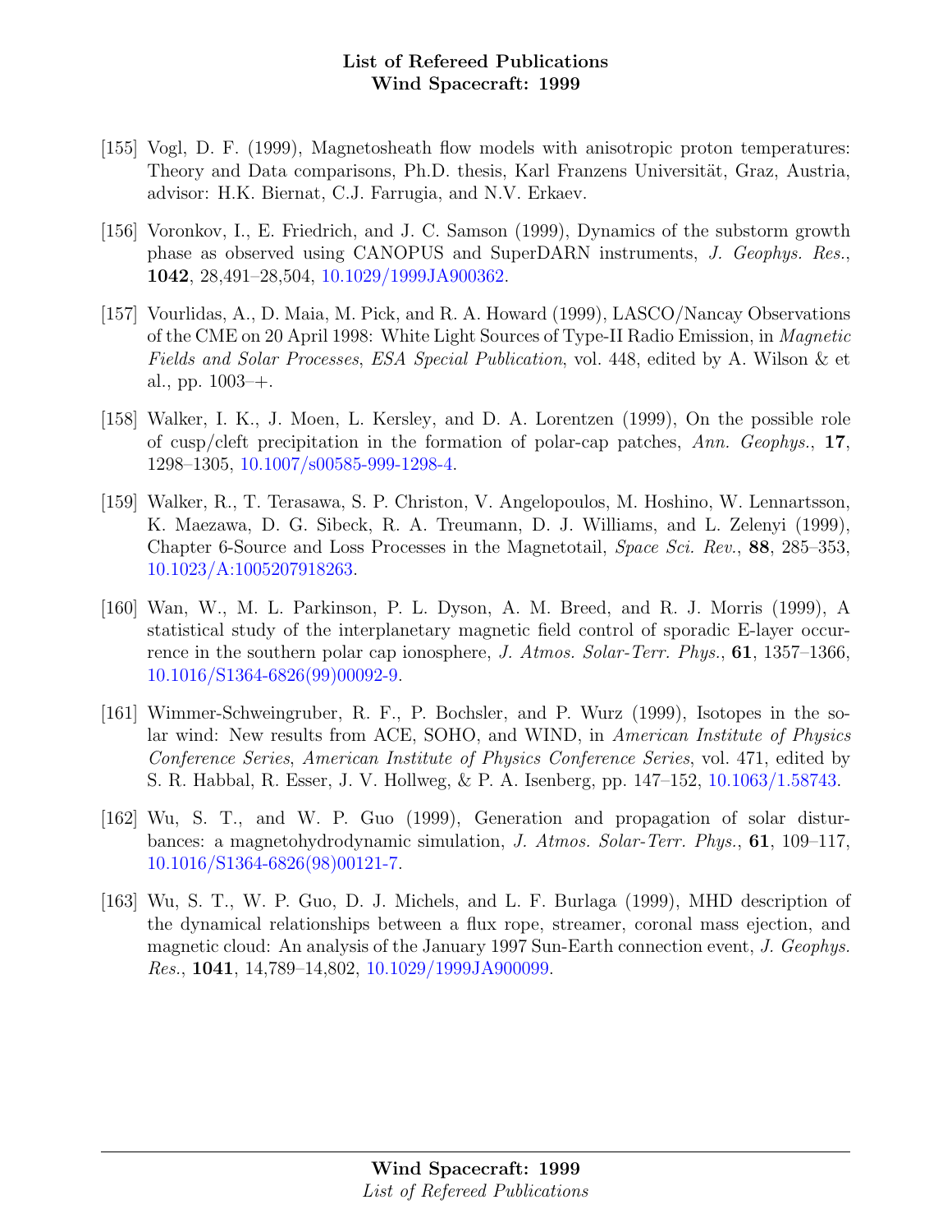[155] Vogl, D. F. (1999), Magnetosheath flow models with anisotropic proton temperatures: Theory and Data comparisons, Ph.D. thesis, Karl Franzens Universität, Graz, Austria, advisor: H.K. Biernat, C.J. Farrugia, and N.V. Erkaev.

[156] Voronkov, I., E. Friedrich, and J. C. Samson (1999), Dynamics of the substorm growth phase as observed using CANOPUS and SuperDARN instruments, *J. Geophys. Res.*, **1042**, 28,491–28,504, 10.1029/1999JA900362.

[157] Vourlidas, A., D. Maia, M. Pick, and R. A. Howard (1999), LASCO/Nancay Observations of the CME on 20 April 1998: White Light Sources of Type-II Radio Emission, in *Magnetic Fields and Solar Processes*, *ESA Special Publication*, vol. 448, edited by A. Wilson & et al., pp. 1003–+.

[158] Walker, I. K., J. Moen, L. Kersley, and D. A. Lorentzen (1999), On the possible role of cusp/cleft precipitation in the formation of polar-cap patches, *Ann. Geophys.*, **17**, 1298–1305, 10.1007/s00585-999-1298-4.

[159] Walker, R., T. Terasawa, S. P. Christon, V. Angelopoulos, M. Hoshino, W. Lennartsson, K. Maezawa, D. G. Sibeck, R. A. Treumann, D. J. Williams, and L. Zelenyi (1999), Chapter 6-Source and Loss Processes in the Magnetotail, *Space Sci. Rev.*, **88**, 285–353, 10.1023/A:1005207918263.

[160] Wan, W., M. L. Parkinson, P. L. Dyson, A. M. Breed, and R. J. Morris (1999), A statistical study of the interplanetary magnetic field control of sporadic E-layer occurrence in the southern polar cap ionosphere, *J. Atmos. Solar-Terr. Phys.*, **61**, 1357–1366, 10.1016/S1364-6826(99)00092-9.

[161] Wimmer-Schweingruber, R. F., P. Bochsler, and P. Wurz (1999), Isotopes in the solar wind: New results from ACE, SOHO, and WIND, in *American Institute of Physics Conference Series*, *American Institute of Physics Conference Series*, vol. 471, edited by S. R. Habbal, R. Esser, J. V. Hollweg, & P. A. Isenberg, pp. 147–152, 10.1063/1.58743.

[162] Wu, S. T., and W. P. Guo (1999), Generation and propagation of solar disturbances: a magnetohydrodynamic simulation, *J. Atmos. Solar-Terr. Phys.*, **61**, 109–117, 10.1016/S1364-6826(98)00121-7.

[163] Wu, S. T., W. P. Guo, D. J. Michels, and L. F. Burlaga (1999), MHD description of the dynamical relationships between a flux rope, streamer, coronal mass ejection, and magnetic cloud: An analysis of the January 1997 Sun-Earth connection event, *J. Geophys. Res.*, **1041**, 14,789–14,802, 10.1029/1999JA900099.